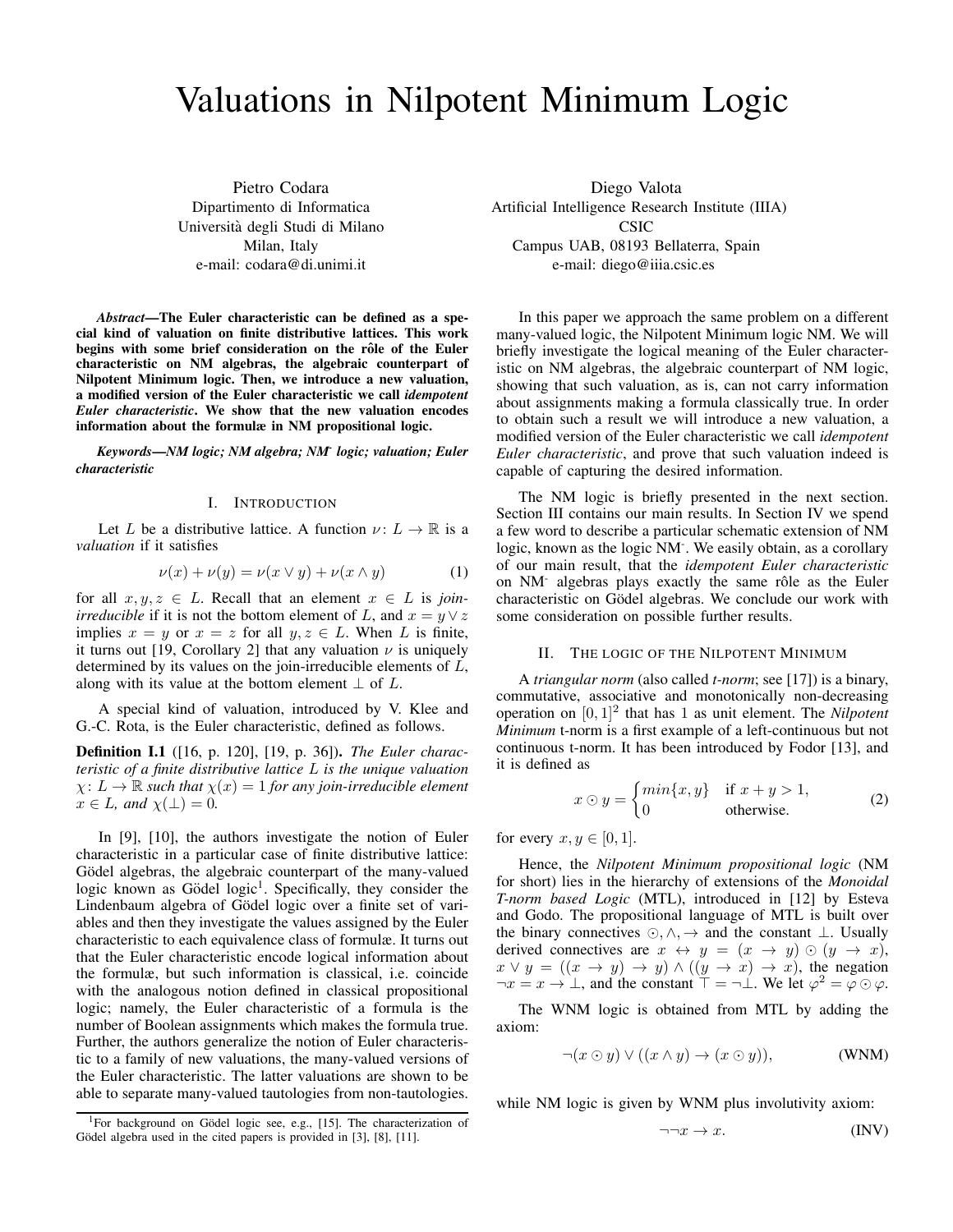# Valuations in Nilpotent Minimum Logic

Pietro Codara
Dipartimento di Informatica
Università degli Studi di Milano
Milan, Italy
e-mail: codara@di.unimi.it

Diego Valota
Artificial Intelligence Research Institute (IIIA)
CSIC
Campus UAB, 08193 Bellaterra, Spain
e-mail: diego@iiia.csic.es

***Abstract*—The Euler characteristic can be defined as a special kind of valuation on finite distributive lattices. This work begins with some brief consideration on the rôle of the Euler characteristic on NM algebras, the algebraic counterpart of Nilpotent Minimum logic. Then, we introduce a new valuation, a modified version of the Euler characteristic we call *idempotent Euler characteristic*. We show that the new valuation encodes information about the formulæ in NM propositional logic.**

***Keywords*—*NM logic; NM algebra; NM⁻ logic; valuation; Euler characteristic***

## I. Introduction

Let $L$ be a distributive lattice. A function $\nu\colon L \to \mathbb{R}$ is a *valuation* if it satisfies

$$\nu(x) + \nu(y) = \nu(x \vee y) + \nu(x \wedge y) \tag{1}$$

for all $x, y, z \in L$. Recall that an element $x \in L$ is *join-irreducible* if it is not the bottom element of $L$, and $x = y \vee z$ implies $x = y$ or $x = z$ for all $y, z \in L$. When $L$ is finite, it turns out [19, Corollary 2] that any valuation $\nu$ is uniquely determined by its values on the join-irreducible elements of $L$, along with its value at the bottom element $\bot$ of $L$.

A special kind of valuation, introduced by V. Klee and G.-C. Rota, is the Euler characteristic, defined as follows.

**Definition I.1** ([16, p. 120], [19, p. 36]). *The Euler characteristic of a finite distributive lattice $L$ is the unique valuation $\chi\colon L \to \mathbb{R}$ such that $\chi(x) = 1$ for any join-irreducible element $x \in L$, and $\chi(\bot) = 0$.*

In [9], [10], the authors investigate the notion of Euler characteristic in a particular case of finite distributive lattice: Gödel algebras, the algebraic counterpart of the many-valued logic known as Gödel logic[1]. Specifically, they consider the Lindenbaum algebra of Gödel logic over a finite set of variables and then they investigate the values assigned by the Euler characteristic to each equivalence class of formulæ. It turns out that the Euler characteristic encode logical information about the formulæ, but such information is classical, i.e. coincide with the analogous notion defined in classical propositional logic; namely, the Euler characteristic of a formula is the number of Boolean assignments which makes the formula true. Further, the authors generalize the notion of Euler characteristic to a family of new valuations, the many-valued versions of the Euler characteristic. The latter valuations are shown to be able to separate many-valued tautologies from non-tautologies.

[1] For background on Gödel logic see, e.g., [15]. The characterization of Gödel algebra used in the cited papers is provided in [3], [8], [11].

In this paper we approach the same problem on a different many-valued logic, the Nilpotent Minimum logic NM. We will briefly investigate the logical meaning of the Euler characteristic on NM algebras, the algebraic counterpart of NM logic, showing that such valuation, as is, can not carry information about assignments making a formula classically true. In order to obtain such a result we will introduce a new valuation, a modified version of the Euler characteristic we call *idempotent Euler characteristic*, and prove that such valuation indeed is capable of capturing the desired information.

The NM logic is briefly presented in the next section. Section III contains our main results. In Section IV we spend a few word to describe a particular schematic extension of NM logic, known as the logic NM⁻. We easily obtain, as a corollary of our main result, that the *idempotent Euler characteristic* on NM⁻ algebras plays exactly the same rôle as the Euler characteristic on Gödel algebras. We conclude our work with some consideration on possible further results.

## II. The Logic of the Nilpotent Minimum

A *triangular norm* (also called *t-norm*; see [17]) is a binary, commutative, associative and monotonically non-decreasing operation on $[0,1]^2$ that has 1 as unit element. The *Nilpotent Minimum* t-norm is a first example of a left-continuous but not continuous t-norm. It has been introduced by Fodor [13], and it is defined as

$$x \odot y = \begin{cases} min\{x, y\} & \text{if } x + y > 1, \\ 0 & \text{otherwise.} \end{cases} \tag{2}$$

for every $x, y \in [0,1]$.

Hence, the *Nilpotent Minimum propositional logic* (NM for short) lies in the hierarchy of extensions of the *Monoidal T-norm based Logic* (MTL), introduced in [12] by Esteva and Godo. The propositional language of MTL is built over the binary connectives $\odot, \wedge, \to$ and the constant $\bot$. Usually derived connectives are $x \leftrightarrow y = (x \to y) \odot (y \to x)$, $x \vee y = ((x \to y) \to y) \wedge ((y \to x) \to x)$, the negation $\neg x = x \to \bot$, and the constant $\top = \neg\bot$. We let $\varphi^2 = \varphi \odot \varphi$.

The WNM logic is obtained from MTL by adding the axiom:

$$\neg(x \odot y) \vee ((x \wedge y) \to (x \odot y)), \tag{WNM}$$

while NM logic is given by WNM plus involutivity axiom:

$$\neg\neg x \to x. \tag{INV}$$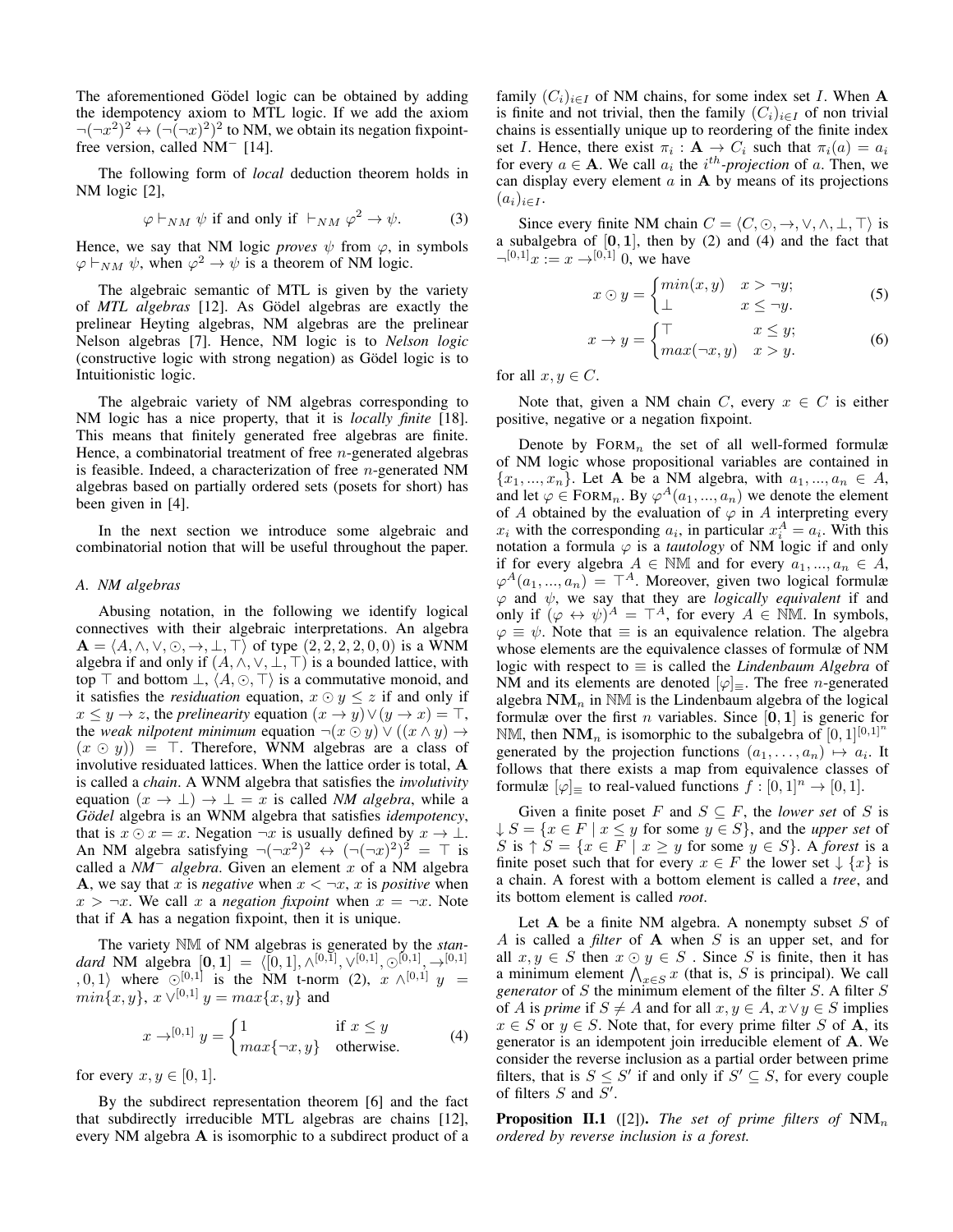The aforementioned Gödel logic can be obtained by adding the idempotency axiom to MTL logic. If we add the axiom $\neg(\neg x^2)^2 \leftrightarrow (\neg(\neg x)^2)^2$ to NM, we obtain its negation fixpoint-free version, called NM$^-$ [14].

The following form of *local* deduction theorem holds in NM logic [2],

$$\varphi \vdash_{NM} \psi \text{ if and only if } \vdash_{NM} \varphi^2 \to \psi. \tag{3}$$

Hence, we say that NM logic *proves* $\psi$ from $\varphi$, in symbols $\varphi \vdash_{NM} \psi$, when $\varphi^2 \to \psi$ is a theorem of NM logic.

The algebraic semantic of MTL is given by the variety of *MTL algebras* [12]. As Gödel algebras are exactly the prelinear Heyting algebras, NM algebras are the prelinear Nelson algebras [7]. Hence, NM logic is to *Nelson logic* (constructive logic with strong negation) as Gödel logic is to Intuitionistic logic.

The algebraic variety of NM algebras corresponding to NM logic has a nice property, that it is *locally finite* [18]. This means that finitely generated free algebras are finite. Hence, a combinatorial treatment of free $n$-generated algebras is feasible. Indeed, a characterization of free $n$-generated NM algebras based on partially ordered sets (posets for short) has been given in [4].

In the next section we introduce some algebraic and combinatorial notion that will be useful throughout the paper.

### A. NM algebras

Abusing notation, in the following we identify logical connectives with their algebraic interpretations. An algebra $\mathbf{A} = \langle A, \wedge, \vee, \odot, \to, \bot, \top \rangle$ of type $(2, 2, 2, 2, 0, 0)$ is a WNM algebra if and only if $(A, \wedge, \vee, \bot, \top)$ is a bounded lattice, with top $\top$ and bottom $\bot$, $\langle A, \odot, \top \rangle$ is a commutative monoid, and it satisfies the *residuation* equation, $x \odot y \leq z$ if and only if $x \leq y \to z$, the *prelinearity* equation $(x \to y) \vee (y \to x) = \top$, the *weak nilpotent minimum* equation $\neg(x \odot y) \vee ((x \wedge y) \to (x \odot y)) = \top$. Therefore, WNM algebras are a class of involutive residuated lattices. When the lattice order is total, $\mathbf{A}$ is called a *chain*. A WNM algebra that satisfies the *involutivity* equation $(x \to \bot) \to \bot = x$ is called *NM algebra*, while a *Gödel* algebra is an WNM algebra that satisfies *idempotency*, that is $x \odot x = x$. Negation $\neg x$ is usually defined by $x \to \bot$. An NM algebra satisfying $\neg(\neg x^2)^2 \leftrightarrow (\neg(\neg x)^2)^2 = \top$ is called a *NM$^-$ algebra*. Given an element $x$ of a NM algebra $\mathbf{A}$, we say that $x$ is *negative* when $x < \neg x$, $x$ is *positive* when $x > \neg x$. We call $x$ a *negation fixpoint* when $x = \neg x$. Note that if $\mathbf{A}$ has a negation fixpoint, then it is unique.

The variety $\mathbb{NM}$ of NM algebras is generated by the *standard* NM algebra $[\mathbf{0}, \mathbf{1}] = \langle [0, 1], \wedge^{[0,1]}, \vee^{[0,1]}, \odot^{[0,1]}, \to^{[0,1]}, 0, 1 \rangle$ where $\odot^{[0,1]}$ is the NM t-norm (2), $x \wedge^{[0,1]} y = min\{x, y\}$, $x \vee^{[0,1]} y = max\{x, y\}$ and

$$x \to^{[0,1]} y = \begin{cases} 1 & \text{if } x \leq y \\ max\{\neg x, y\} & \text{otherwise.} \end{cases} \tag{4}$$

for every $x, y \in [0, 1]$.

By the subdirect representation theorem [6] and the fact that subdirectly irreducible MTL algebras are chains [12], every NM algebra $\mathbf{A}$ is isomorphic to a subdirect product of a family $(C_i)_{i \in I}$ of NM chains, for some index set $I$. When $\mathbf{A}$ is finite and not trivial, then the family $(C_i)_{i \in I}$ of non trivial chains is essentially unique up to reordering of the finite index set $I$. Hence, there exist $\pi_i : \mathbf{A} \to C_i$ such that $\pi_i(a) = a_i$ for every $a \in \mathbf{A}$. We call $a_i$ the $i^{th}$*-projection* of $a$. Then, we can display every element $a$ in $\mathbf{A}$ by means of its projections $(a_i)_{i \in I}$.

Since every finite NM chain $C = \langle C, \odot, \to, \vee, \wedge, \bot, \top \rangle$ is a subalgebra of $[\mathbf{0}, \mathbf{1}]$, then by (2) and (4) and the fact that $\neg^{[0,1]} x := x \to^{[0,1]} 0$, we have

$$x \odot y = \begin{cases} min(x, y) & x > \neg y; \\ \bot & x \leq \neg y. \end{cases} \tag{5}$$

$$x \to y = \begin{cases} \top & x \leq y; \\ max(\neg x, y) & x > y. \end{cases} \tag{6}$$

for all $x, y \in C$.

Note that, given a NM chain $C$, every $x \in C$ is either positive, negative or a negation fixpoint.

Denote by $\text{FORM}_n$ the set of all well-formed formulæ of NM logic whose propositional variables are contained in $\{x_1, ..., x_n\}$. Let $\mathbf{A}$ be a NM algebra, with $a_1, ..., a_n \in A$, and let $\varphi \in \text{FORM}_n$. By $\varphi^A(a_1, ..., a_n)$ we denote the element of $A$ obtained by the evaluation of $\varphi$ in $A$ interpreting every $x_i$ with the corresponding $a_i$, in particular $x_i^A = a_i$. With this notation a formula $\varphi$ is a *tautology* of NM logic if and only if for every algebra $A \in \mathbb{NM}$ and for every $a_1, ..., a_n \in A$, $\varphi^A(a_1, ..., a_n) = \top^A$. Moreover, given two logical formulæ $\varphi$ and $\psi$, we say that they are *logically equivalent* if and only if $(\varphi \leftrightarrow \psi)^A = \top^A$, for every $A \in \mathbb{NM}$. In symbols, $\varphi \equiv \psi$. Note that $\equiv$ is an equivalence relation. The algebra whose elements are the equivalence classes of formulæ of NM logic with respect to $\equiv$ is called the *Lindenbaum Algebra* of NM and its elements are denoted $[\varphi]_{\equiv}$. The free $n$-generated algebra $\mathbf{NM}_n$ in $\mathbb{NM}$ is the Lindenbaum algebra of the logical formulæ over the first $n$ variables. Since $[\mathbf{0}, \mathbf{1}]$ is generic for $\mathbb{NM}$, then $\mathbf{NM}_n$ is isomorphic to the subalgebra of $[0, 1]^{[0,1]^n}$ generated by the projection functions $(a_1, \ldots, a_n) \mapsto a_i$. It follows that there exists a map from equivalence classes of formulæ $[\varphi]_{\equiv}$ to real-valued functions $f : [0, 1]^n \to [0, 1]$.

Given a finite poset $F$ and $S \subseteq F$, the *lower set* of $S$ is $\downarrow S = \{x \in F \mid x \leq y \text{ for some } y \in S\}$, and the *upper set* of $S$ is $\uparrow S = \{x \in F \mid x \geq y \text{ for some } y \in S\}$. A *forest* is a finite poset such that for every $x \in F$ the lower set $\downarrow \{x\}$ is a chain. A forest with a bottom element is called a *tree*, and its bottom element is called *root*.

Let $\mathbf{A}$ be a finite NM algebra. A nonempty subset $S$ of $A$ is called a *filter* of $\mathbf{A}$ when $S$ is an upper set, and for all $x, y \in S$ then $x \odot y \in S$. Since $S$ is finite, then it has a minimum element $\bigwedge_{x \in S} x$ (that is, $S$ is principal). We call *generator* of $S$ the minimum element of the filter $S$. A filter $S$ of $A$ is *prime* if $S \neq A$ and for all $x, y \in A$, $x \vee y \in S$ implies $x \in S$ or $y \in S$. Note that, for every prime filter $S$ of $\mathbf{A}$, its generator is an idempotent join irreducible element of $\mathbf{A}$. We consider the reverse inclusion as a partial order between prime filters, that is $S \leq S'$ if and only if $S' \subseteq S$, for every couple of filters $S$ and $S'$.

**Proposition II.1** ([2]). *The set of prime filters of $\mathbf{NM}_n$ ordered by reverse inclusion is a forest.*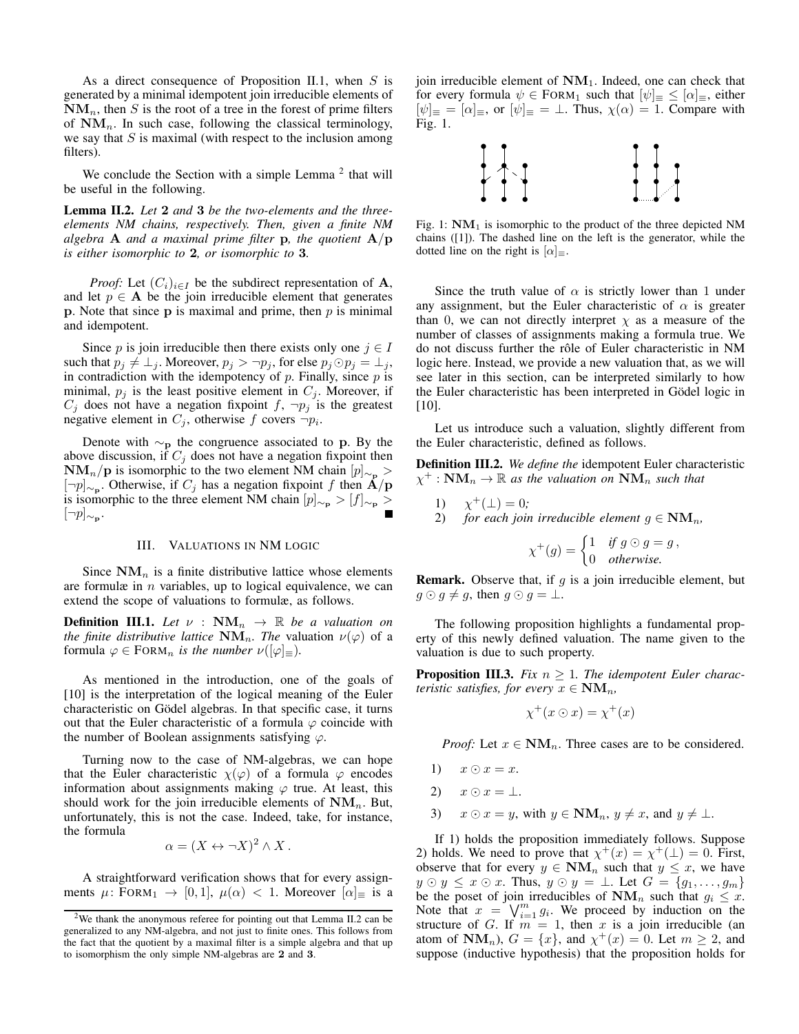As a direct consequence of Proposition II.1, when $S$ is generated by a minimal idempotent join irreducible elements of $\mathbf{NM}_n$, then $S$ is the root of a tree in the forest of prime filters of $\mathbf{NM}_n$. In such case, following the classical terminology, we say that $S$ is maximal (with respect to the inclusion among filters).

We conclude the Section with a simple Lemma [2] that will be useful in the following.

**Lemma II.2.** *Let* $\mathbf{2}$ *and* $\mathbf{3}$ *be the two-elements and the three-elements NM chains, respectively. Then, given a finite NM algebra* $\mathbf{A}$ *and a maximal prime filter* $\mathbf{p}$*, the quotient* $\mathbf{A}/\mathbf{p}$ *is either isomorphic to* $\mathbf{2}$*, or isomorphic to* $\mathbf{3}$*.*

*Proof:* Let $(C_i)_{i \in I}$ be the subdirect representation of $\mathbf{A}$, and let $p \in \mathbf{A}$ be the join irreducible element that generates $\mathbf{p}$. Note that since $\mathbf{p}$ is maximal and prime, then $p$ is minimal and idempotent.

Since $p$ is join irreducible then there exists only one $j \in I$ such that $p_j \neq \bot_j$. Moreover, $p_j > \neg p_j$, for else $p_j \odot p_j = \bot_j$, in contradiction with the idempotency of $p$. Finally, since $p$ is minimal, $p_j$ is the least positive element in $C_j$. Moreover, if $C_j$ does not have a negation fixpoint $f$, $\neg p_j$ is the greatest negative element in $C_j$, otherwise $f$ covers $\neg p_i$.

Denote with $\sim_{\mathbf{p}}$ the congruence associated to $\mathbf{p}$. By the above discussion, if $C_j$ does not have a negation fixpoint then $\mathbf{NM}_n/\mathbf{p}$ is isomorphic to the two element NM chain $[p]_{\sim_{\mathbf{p}}} > [\neg p]_{\sim_{\mathbf{p}}}$. Otherwise, if $C_j$ has a negation fixpoint $f$ then $\mathbf{A}/\mathbf{p}$ is isomorphic to the three element NM chain $[p]_{\sim_{\mathbf{p}}} > [f]_{\sim_{\mathbf{p}}} > [\neg p]_{\sim_{\mathbf{p}}}$. ∎

## III. Valuations in NM logic

Since $\mathbf{NM}_n$ is a finite distributive lattice whose elements are formulæ in $n$ variables, up to logical equivalence, we can extend the scope of valuations to formulæ, as follows.

**Definition III.1.** *Let* $\nu : \mathbf{NM}_n \to \mathbb{R}$ *be a valuation on the finite distributive lattice* $\mathbf{NM}_n$*. The* valuation $\nu(\varphi)$ *of a formula* $\varphi \in \text{FORM}_n$ *is the number* $\nu([\varphi]_\equiv)$*.*

As mentioned in the introduction, one of the goals of [10] is the interpretation of the logical meaning of the Euler characteristic on Gödel algebras. In that specific case, it turns out that the Euler characteristic of a formula $\varphi$ coincide with the number of Boolean assignments satisfying $\varphi$.

Turning now to the case of NM-algebras, we can hope that the Euler characteristic $\chi(\varphi)$ of a formula $\varphi$ encodes information about assignments making $\varphi$ true. At least, this should work for the join irreducible elements of $\mathbf{NM}_n$. But, unfortunately, this is not the case. Indeed, take, for instance, the formula

$$\alpha = (X \leftrightarrow \neg X)^2 \wedge X\,.$$

A straightforward verification shows that for every assignments $\mu\colon \text{FORM}_1 \to [0,1]$, $\mu(\alpha) < 1$. Moreover $[\alpha]_\equiv$ is a join irreducible element of $\mathbf{NM}_1$. Indeed, one can check that for every formula $\psi \in \text{FORM}_1$ such that $[\psi]_\equiv \leq [\alpha]_\equiv$, either $[\psi]_\equiv = [\alpha]_\equiv$, or $[\psi]_\equiv = \bot$. Thus, $\chi(\alpha) = 1$. Compare with Fig. 1.

Fig. 1: $\mathbf{NM}_1$ is isomorphic to the product of the three depicted NM chains ([1]). The dashed line on the left is the generator, while the dotted line on the right is $[\alpha]_\equiv$.

Since the truth value of $\alpha$ is strictly lower than 1 under any assignment, but the Euler characteristic of $\alpha$ is greater than 0, we can not directly interpret $\chi$ as a measure of the number of classes of assignments making a formula true. We do not discuss further the rôle of Euler characteristic in NM logic here. Instead, we provide a new valuation that, as we will see later in this section, can be interpreted similarly to how the Euler characteristic has been interpreted in Gödel logic in [10].

Let us introduce such a valuation, slightly different from the Euler characteristic, defined as follows.

**Definition III.2.** *We define the* idempotent Euler characteristic $\chi^+ : \mathbf{NM}_n \to \mathbb{R}$ *as the valuation on* $\mathbf{NM}_n$ *such that*

1) $\chi^+(\bot) = 0$*;*
2) *for each join irreducible element* $g \in \mathbf{NM}_n$*,*

$$\chi^+(g) = \begin{cases} 1 & \text{if } g \odot g = g\,, \\ 0 & \text{otherwise.} \end{cases}$$

**Remark.** Observe that, if $g$ is a join irreducible element, but $g \odot g \neq g$, then $g \odot g = \bot$.

The following proposition highlights a fundamental property of this newly defined valuation. The name given to the valuation is due to such property.

**Proposition III.3.** *Fix* $n \geq 1$*. The idempotent Euler characteristic satisfies, for every* $x \in \mathbf{NM}_n$*,*

$$\chi^+(x \odot x) = \chi^+(x)$$

*Proof:* Let $x \in \mathbf{NM}_n$. Three cases are to be considered.

1) $x \odot x = x$.
2) $x \odot x = \bot$.
3) $x \odot x = y$, with $y \in \mathbf{NM}_n$, $y \neq x$, and $y \neq \bot$.

If 1) holds the proposition immediately follows. Suppose 2) holds. We need to prove that $\chi^+(x) = \chi^+(\bot) = 0$. First, observe that for every $y \in \mathbf{NM}_n$ such that $y \leq x$, we have $y \odot y \leq x \odot x$. Thus, $y \odot y = \bot$. Let $G = \{g_1, \ldots, g_m\}$ be the poset of join irreducibles of $\mathbf{NM}_n$ such that $g_i \leq x$. Note that $x = \bigvee_{i=1}^m g_i$. We proceed by induction on the structure of $G$. If $m = 1$, then $x$ is a join irreducible (an atom of $\mathbf{NM}_n$), $G = \{x\}$, and $\chi^+(x) = 0$. Let $m \geq 2$, and suppose (inductive hypothesis) that the proposition holds for

[2] We thank the anonymous referee for pointing out that Lemma II.2 can be generalized to any NM-algebra, and not just to finite ones. This follows from the fact that the quotient by a maximal filter is a simple algebra and that up to isomorphism the only simple NM-algebras are $\mathbf{2}$ and $\mathbf{3}$.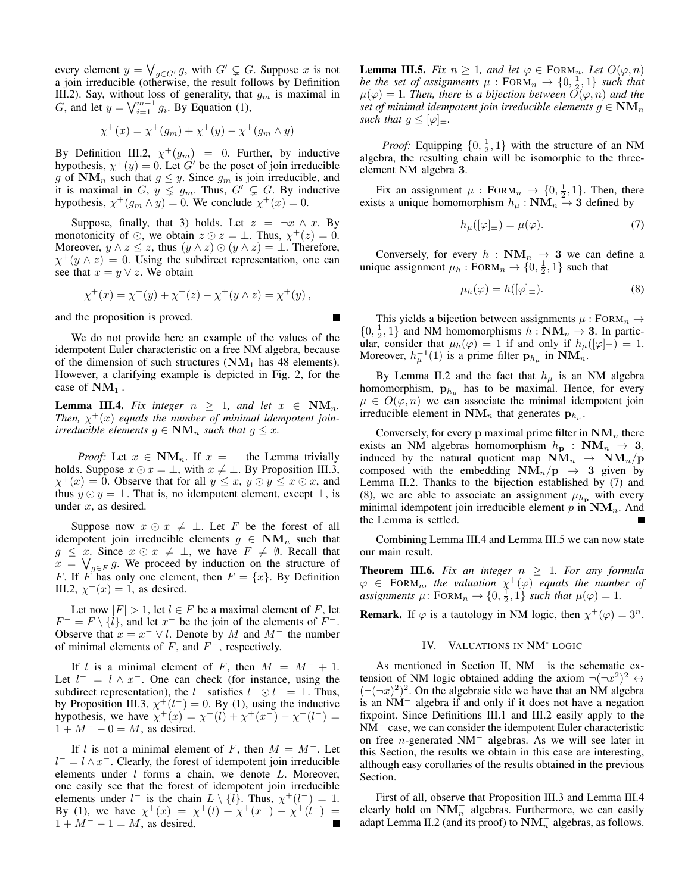every element $y = \bigvee_{g \in G'} g$, with $G' \subsetneq G$. Suppose $x$ is not a join irreducible (otherwise, the result follows by Definition III.2). Say, without loss of generality, that $g_m$ is maximal in $G$, and let $y = \bigvee_{i=1}^{m-1} g_i$. By Equation (1),

$$\chi^+(x) = \chi^+(g_m) + \chi^+(y) - \chi^+(g_m \wedge y)$$

By Definition III.2, $\chi^+(g_m) = 0$. Further, by inductive hypothesis, $\chi^+(y) = 0$. Let $G'$ be the poset of join irreducible $g$ of $\mathbf{NM}_n$ such that $g \leq y$. Since $g_m$ is join irreducible, and it is maximal in $G$, $y \lneq g_m$. Thus, $G' \subsetneq G$. By inductive hypothesis, $\chi^+(g_m \wedge y) = 0$. We conclude $\chi^+(x) = 0$.

Suppose, finally, that 3) holds. Let $z = \neg x \wedge x$. By monotonicity of $\odot$, we obtain $z \odot z = \bot$. Thus, $\chi^+(z) = 0$. Moreover, $y \wedge z \leq z$, thus $(y \wedge z) \odot (y \wedge z) = \bot$. Therefore, $\chi^+(y \wedge z) = 0$. Using the subdirect representation, one can see that $x = y \vee z$. We obtain

$$\chi^+(x) = \chi^+(y) + \chi^+(z) - \chi^+(y \wedge z) = \chi^+(y),$$

and the proposition is proved. ∎

We do not provide here an example of the values of the idempotent Euler characteristic on a free NM algebra, because of the dimension of such structures ($\mathbf{NM}_1$ has 48 elements). However, a clarifying example is depicted in Fig. 2, for the case of $\mathbf{NM}_1^-$.

**Lemma III.4.** *Fix integer $n \geq 1$, and let $x \in \mathbf{NM}_n$. Then, $\chi^+(x)$ equals the number of minimal idempotent join-irreducible elements $g \in \mathbf{NM}_n$ such that $g \leq x$.*

*Proof:* Let $x \in \mathbf{NM}_n$. If $x = \bot$ the Lemma trivially holds. Suppose $x \odot x = \bot$, with $x \neq \bot$. By Proposition III.3, $\chi^+(x) = 0$. Observe that for all $y \leq x$, $y \odot y \leq x \odot x$, and thus $y \odot y = \bot$. That is, no idempotent element, except $\bot$, is under $x$, as desired.

Suppose now $x \odot x \neq \bot$. Let $F$ be the forest of all idempotent join irreducible elements $g \in \mathbf{NM}_n$ such that $g \leq x$. Since $x \odot x \neq \bot$, we have $F \neq \emptyset$. Recall that $x = \bigvee_{g \in F} g$. We proceed by induction on the structure of $F$. If $F$ has only one element, then $F = \{x\}$. By Definition III.2, $\chi^+(x) = 1$, as desired.

Let now $|F| > 1$, let $l \in F$ be a maximal element of $F$, let $F^- = F \setminus \{l\}$, and let $x^-$ be the join of the elements of $F^-$. Observe that $x = x^- \vee l$. Denote by $M$ and $M^-$ the number of minimal elements of $F$, and $F^-$, respectively.

If $l$ is a minimal element of $F$, then $M = M^- + 1$. Let $l^- = l \wedge x^-$. One can check (for instance, using the subdirect representation), the $l^-$ satisfies $l^- \odot l^- = \bot$. Thus, by Proposition III.3, $\chi^+(l^-) = 0$. By (1), using the inductive hypothesis, we have $\chi^+(x) = \chi^+(l) + \chi^+(x^-) - \chi^+(l^-) = 1 + M^- - 0 = M$, as desired.

If $l$ is not a minimal element of $F$, then $M = M^-$. Let $l^- = l \wedge x^-$. Clearly, the forest of idempotent join irreducible elements under $l$ forms a chain, we denote $L$. Moreover, one easily see that the forest of idempotent join irreducible elements under $l^-$ is the chain $L \setminus \{l\}$. Thus, $\chi^+(l^-) = 1$. By (1), we have $\chi^+(x) = \chi^+(l) + \chi^+(x^-) - \chi^+(l^-) = 1 + M^- - 1 = M$, as desired. ∎

**Lemma III.5.** *Fix $n \geq 1$, and let $\varphi \in \text{FORM}_n$. Let $O(\varphi, n)$ be the set of assignments $\mu : \text{FORM}_n \to \{0, \frac{1}{2}, 1\}$ such that $\mu(\varphi) = 1$. Then, there is a bijection between $O(\varphi, n)$ and the set of minimal idempotent join irreducible elements $g \in \mathbf{NM}_n$ such that $g \leq [\varphi]_\equiv$.*

*Proof:* Equipping $\{0, \frac{1}{2}, 1\}$ with the structure of an NM algebra, the resulting chain will be isomorphic to the three-element NM algebra $\mathbf{3}$.

Fix an assignment $\mu : \text{FORM}_n \to \{0, \frac{1}{2}, 1\}$. Then, there exists a unique homomorphism $h_\mu : \mathbf{NM}_n \to \mathbf{3}$ defined by

$$h_\mu([\varphi]_\equiv) = \mu(\varphi). \tag{7}$$

Conversely, for every $h : \mathbf{NM}_n \to \mathbf{3}$ we can define a unique assignment $\mu_h : \text{FORM}_n \to \{0, \frac{1}{2}, 1\}$ such that

$$\mu_h(\varphi) = h([\varphi]_\equiv). \tag{8}$$

This yields a bijection between assignments $\mu : \text{FORM}_n \to \{0, \frac{1}{2}, 1\}$ and NM homomorphisms $h : \mathbf{NM}_n \to \mathbf{3}$. In particular, consider that $\mu_h(\varphi) = 1$ if and only if $h_\mu([\varphi]_\equiv) = 1$. Moreover, $h_\mu^{-1}(1)$ is a prime filter $\mathbf{p}_{h_\mu}$ in $\mathbf{NM}_n$.

By Lemma II.2 and the fact that $h_\mu$ is an NM algebra homomorphism, $\mathbf{p}_{h_\mu}$ has to be maximal. Hence, for every $\mu \in O(\varphi, n)$ we can associate the minimal idempotent join irreducible element in $\mathbf{NM}_n$ that generates $\mathbf{p}_{h_\mu}$.

Conversely, for every $\mathbf{p}$ maximal prime filter in $\mathbf{NM}_n$ there exists an NM algebras homomorphism $h_\mathbf{p} : \mathbf{NM}_n \to \mathbf{3}$, induced by the natural quotient map $\mathbf{NM}_n \to \mathbf{NM}_n/\mathbf{p}$ composed with the embedding $\mathbf{NM}_n/\mathbf{p} \to \mathbf{3}$ given by Lemma II.2. Thanks to the bijection established by (7) and (8), we are able to associate an assignment $\mu_{h_\mathbf{p}}$ with every minimal idempotent join irreducible element $p$ in $\mathbf{NM}_n$. And the Lemma is settled. ∎

Combining Lemma III.4 and Lemma III.5 we can now state our main result.

**Theorem III.6.** *Fix an integer $n \geq 1$. For any formula $\varphi \in \text{FORM}_n$, the valuation $\chi^+(\varphi)$ equals the number of assignments $\mu$: $\text{FORM}_n \to \{0, \frac{1}{2}, 1\}$ such that $\mu(\varphi) = 1$.*

**Remark.** If $\varphi$ is a tautology in NM logic, then $\chi^+(\varphi) = 3^n$.

## IV. VALUATIONS IN NM$^-$ LOGIC

As mentioned in Section II, NM$^-$ is the schematic extension of NM logic obtained adding the axiom $\neg(\neg x^2)^2 \leftrightarrow (\neg(\neg x)^2)^2$. On the algebraic side we have that an NM algebra is an NM$^-$ algebra if and only if it does not have a negation fixpoint. Since Definitions III.1 and III.2 easily apply to the NM$^-$ case, we can consider the idempotent Euler characteristic on free $n$-generated NM$^-$ algebras. As we will see later in this Section, the results we obtain in this case are interesting, although easy corollaries of the results obtained in the previous Section.

First of all, observe that Proposition III.3 and Lemma III.4 clearly hold on $\mathbf{NM}_n^-$ algebras. Furthermore, we can easily adapt Lemma II.2 (and its proof) to $\mathbf{NM}_n^-$ algebras, as follows.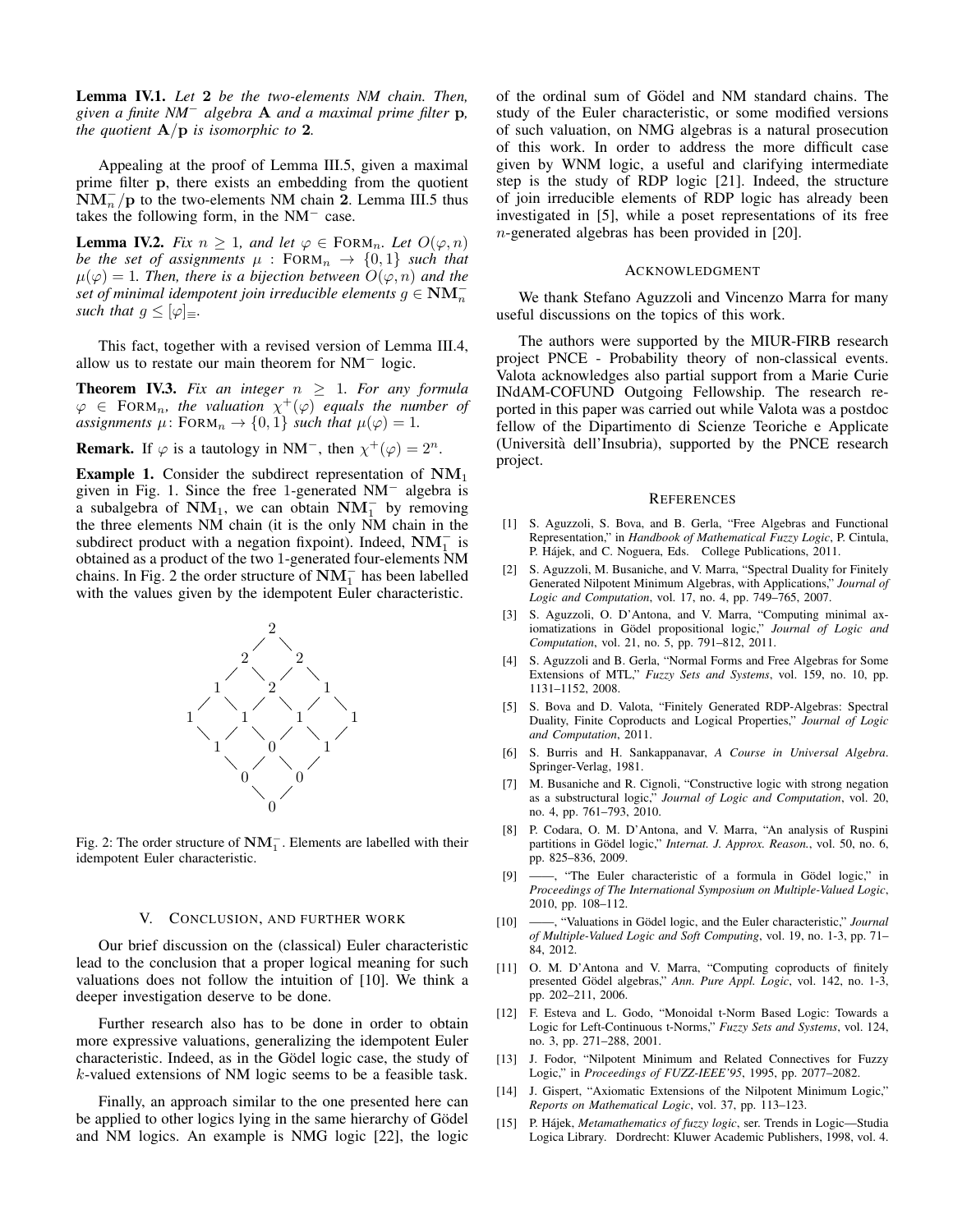**Lemma IV.1.** *Let* $\mathbf{2}$ *be the two-elements NM chain. Then, given a finite NM*$^-$ *algebra* $\mathbf{A}$ *and a maximal prime filter* $\mathbf{p}$*, the quotient* $\mathbf{A}/\mathbf{p}$ *is isomorphic to* $\mathbf{2}$*.*

Appealing at the proof of Lemma III.5, given a maximal prime filter $\mathbf{p}$, there exists an embedding from the quotient $\mathbf{NM}_n^-/\mathbf{p}$ to the two-elements NM chain $\mathbf{2}$. Lemma III.5 thus takes the following form, in the NM$^-$ case.

**Lemma IV.2.** *Fix* $n \geq 1$*, and let* $\varphi \in \text{FORM}_n$*. Let* $O(\varphi, n)$ *be the set of assignments* $\mu : \text{FORM}_n \to \{0, 1\}$ *such that* $\mu(\varphi) = 1$*. Then, there is a bijection between* $O(\varphi, n)$ *and the set of minimal idempotent join irreducible elements* $g \in \mathbf{NM}_n^-$ *such that* $g \leq [\varphi]_\equiv$*.*

This fact, together with a revised version of Lemma III.4, allow us to restate our main theorem for NM$^-$ logic.

**Theorem IV.3.** *Fix an integer* $n \geq 1$*. For any formula* $\varphi \in \text{FORM}_n$*, the valuation* $\chi^+(\varphi)$ *equals the number of assignments* $\mu \colon \text{FORM}_n \to \{0, 1\}$ *such that* $\mu(\varphi) = 1$*.*

**Remark.** If $\varphi$ is a tautology in NM$^-$, then $\chi^+(\varphi) = 2^n$.

**Example 1.** Consider the subdirect representation of $\mathbf{NM}_1$ given in Fig. 1. Since the free 1-generated NM$^-$ algebra is a subalgebra of $\mathbf{NM}_1$, we can obtain $\mathbf{NM}_1^-$ by removing the three elements NM chain (it is the only NM chain in the subdirect product with a negation fixpoint). Indeed, $\mathbf{NM}_1^-$ is obtained as a product of the two 1-generated four-elements NM chains. In Fig. 2 the order structure of $\mathbf{NM}_1^-$ has been labelled with the values given by the idempotent Euler characteristic.

Fig. 2: The order structure of $\mathbf{NM}_1^-$. Elements are labelled with their idempotent Euler characteristic.

## V. Conclusion, and further work

Our brief discussion on the (classical) Euler characteristic lead to the conclusion that a proper logical meaning for such valuations does not follow the intuition of [10]. We think a deeper investigation deserve to be done.

Further research also has to be done in order to obtain more expressive valuations, generalizing the idempotent Euler characteristic. Indeed, as in the Gödel logic case, the study of $k$-valued extensions of NM logic seems to be a feasible task.

Finally, an approach similar to the one presented here can be applied to other logics lying in the same hierarchy of Gödel and NM logics. An example is NMG logic [22], the logic of the ordinal sum of Gödel and NM standard chains. The study of the Euler characteristic, or some modified versions of such valuation, on NMG algebras is a natural prosecution of this work. In order to address the more difficult case given by WNM logic, a useful and clarifying intermediate step is the study of RDP logic [21]. Indeed, the structure of join irreducible elements of RDP logic has already been investigated in [5], while a poset representations of its free $n$-generated algebras has been provided in [20].

## Acknowledgment

We thank Stefano Aguzzoli and Vincenzo Marra for many useful discussions on the topics of this work.

The authors were supported by the MIUR-FIRB research project PNCE - Probability theory of non-classical events. Valota acknowledges also partial support from a Marie Curie INdAM-COFUND Outgoing Fellowship. The research reported in this paper was carried out while Valota was a postdoc fellow of the Dipartimento di Scienze Teoriche e Applicate (Università dell'Insubria), supported by the PNCE research project.

## References

[1] S. Aguzzoli, S. Bova, and B. Gerla, "Free Algebras and Functional Representation," in *Handbook of Mathematical Fuzzy Logic*, P. Cintula, P. Hájek, and C. Noguera, Eds. College Publications, 2011.

[2] S. Aguzzoli, M. Busaniche, and V. Marra, "Spectral Duality for Finitely Generated Nilpotent Minimum Algebras, with Applications," *Journal of Logic and Computation*, vol. 17, no. 4, pp. 749–765, 2007.

[3] S. Aguzzoli, O. D'Antona, and V. Marra, "Computing minimal axiomatizations in Gödel propositional logic," *Journal of Logic and Computation*, vol. 21, no. 5, pp. 791–812, 2011.

[4] S. Aguzzoli and B. Gerla, "Normal Forms and Free Algebras for Some Extensions of MTL," *Fuzzy Sets and Systems*, vol. 159, no. 10, pp. 1131–1152, 2008.

[5] S. Bova and D. Valota, "Finitely Generated RDP-Algebras: Spectral Duality, Finite Coproducts and Logical Properties," *Journal of Logic and Computation*, 2011.

[6] S. Burris and H. Sankappanavar, *A Course in Universal Algebra*. Springer-Verlag, 1981.

[7] M. Busaniche and R. Cignoli, "Constructive logic with strong negation as a substructural logic," *Journal of Logic and Computation*, vol. 20, no. 4, pp. 761–793, 2010.

[8] P. Codara, O. M. D'Antona, and V. Marra, "An analysis of Ruspini partitions in Gödel logic," *Internat. J. Approx. Reason.*, vol. 50, no. 6, pp. 825–836, 2009.

[9] ——, "The Euler characteristic of a formula in Gödel logic," in *Proceedings of The International Symposium on Multiple-Valued Logic*, 2010, pp. 108–112.

[10] ——, "Valuations in Gödel logic, and the Euler characteristic," *Journal of Multiple-Valued Logic and Soft Computing*, vol. 19, no. 1-3, pp. 71–84, 2012.

[11] O. M. D'Antona and V. Marra, "Computing coproducts of finitely presented Gödel algebras," *Ann. Pure Appl. Logic*, vol. 142, no. 1-3, pp. 202–211, 2006.

[12] F. Esteva and L. Godo, "Monoidal t-Norm Based Logic: Towards a Logic for Left-Continuous t-Norms," *Fuzzy Sets and Systems*, vol. 124, no. 3, pp. 271–288, 2001.

[13] J. Fodor, "Nilpotent Minimum and Related Connectives for Fuzzy Logic," in *Proceedings of FUZZ-IEEE'95*, 1995, pp. 2077–2082.

[14] J. Gispert, "Axiomatic Extensions of the Nilpotent Minimum Logic," *Reports on Mathematical Logic*, vol. 37, pp. 113–123.

[15] P. Hájek, *Metamathematics of fuzzy logic*, ser. Trends in Logic—Studia Logica Library. Dordrecht: Kluwer Academic Publishers, 1998, vol. 4.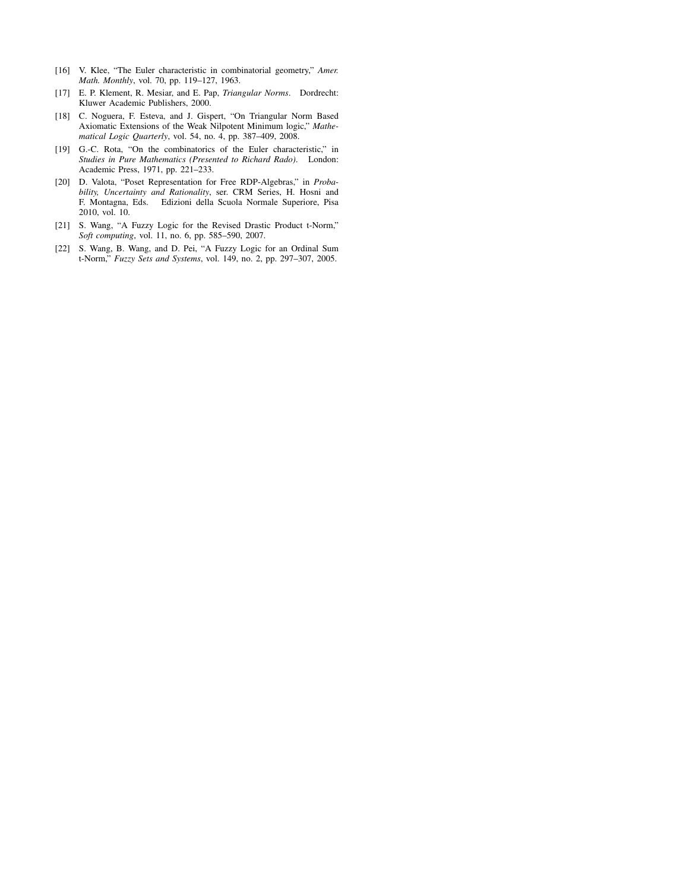[16] V. Klee, “The Euler characteristic in combinatorial geometry,” *Amer. Math. Monthly*, vol. 70, pp. 119–127, 1963.

[17] E. P. Klement, R. Mesiar, and E. Pap, *Triangular Norms*. Dordrecht: Kluwer Academic Publishers, 2000.

[18] C. Noguera, F. Esteva, and J. Gispert, “On Triangular Norm Based Axiomatic Extensions of the Weak Nilpotent Minimum logic,” *Mathematical Logic Quarterly*, vol. 54, no. 4, pp. 387–409, 2008.

[19] G.-C. Rota, “On the combinatorics of the Euler characteristic,” in *Studies in Pure Mathematics (Presented to Richard Rado)*. London: Academic Press, 1971, pp. 221–233.

[20] D. Valota, “Poset Representation for Free RDP-Algebras,” in *Probability, Uncertainty and Rationality*, ser. CRM Series, H. Hosni and F. Montagna, Eds. Edizioni della Scuola Normale Superiore, Pisa 2010, vol. 10.

[21] S. Wang, “A Fuzzy Logic for the Revised Drastic Product t-Norm,” *Soft computing*, vol. 11, no. 6, pp. 585–590, 2007.

[22] S. Wang, B. Wang, and D. Pei, “A Fuzzy Logic for an Ordinal Sum t-Norm,” *Fuzzy Sets and Systems*, vol. 149, no. 2, pp. 297–307, 2005.